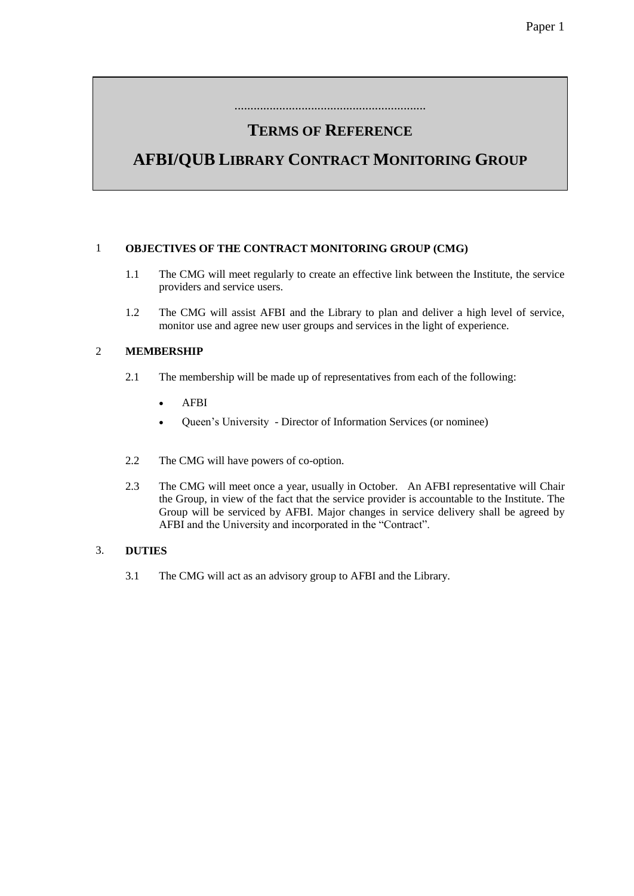Paper 1

# TERMS OF REFERENCE

# AFBI/QUB LIBRARY CONTRACT MONITORING GROUP

## 1 OBJECTIVES OF THE CONTRACT MONITORING GROUP (CMG)

1.1 The CMG will meet regularly to create an effective link between the Institute, the service providers and service users.

1.2 The CMG will assist AFBI and the Library to plan and deliver a high level of service, monitor use and agree new user groups and services in the light of experience.

## 2 MEMBERSHIP

2.1 The membership will be made up of representatives from each of the following:

- AFBI
- Queen's University - Director of Information Services (or nominee)

2.2 The CMG will have powers of co-option.

2.3 The CMG will meet once a year, usually in October. An AFBI representative will Chair the Group, in view of the fact that the service provider is accountable to the Institute. The Group will be serviced by AFBI. Major changes in service delivery shall be agreed by AFBI and the University and incorporated in the "Contract".

## 3. DUTIES

3.1 The CMG will act as an advisory group to AFBI and the Library.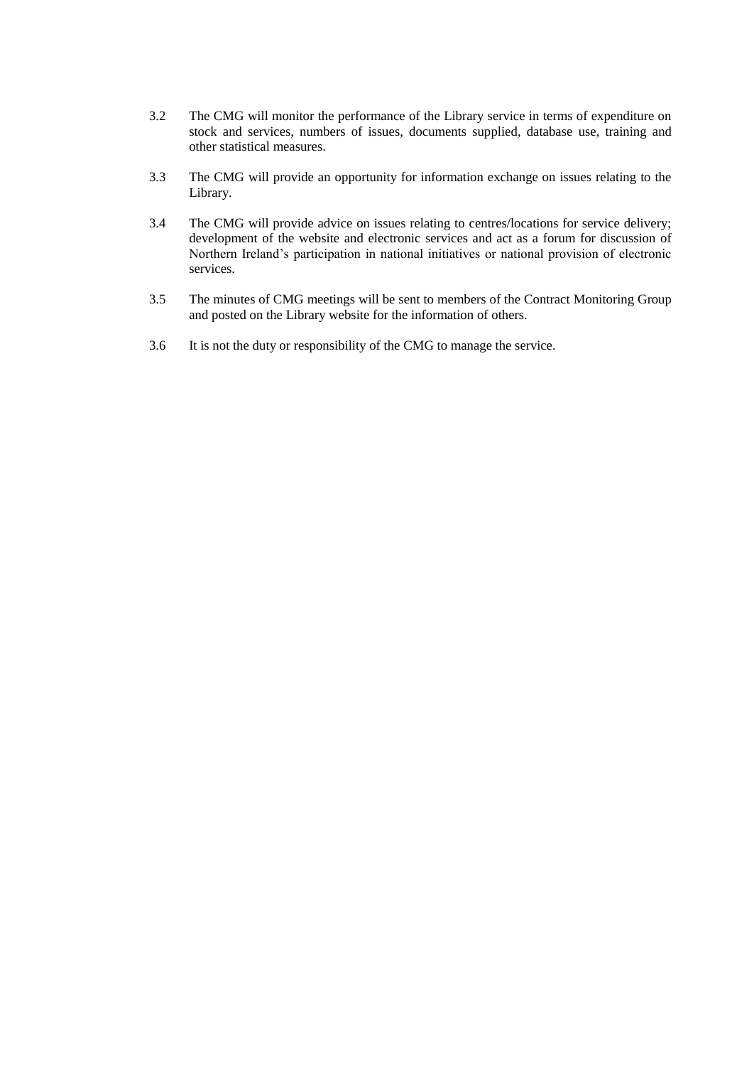3.2 The CMG will monitor the performance of the Library service in terms of expenditure on stock and services, numbers of issues, documents supplied, database use, training and other statistical measures.

3.3 The CMG will provide an opportunity for information exchange on issues relating to the Library.

3.4 The CMG will provide advice on issues relating to centres/locations for service delivery; development of the website and electronic services and act as a forum for discussion of Northern Ireland's participation in national initiatives or national provision of electronic services.

3.5 The minutes of CMG meetings will be sent to members of the Contract Monitoring Group and posted on the Library website for the information of others.

3.6 It is not the duty or responsibility of the CMG to manage the service.